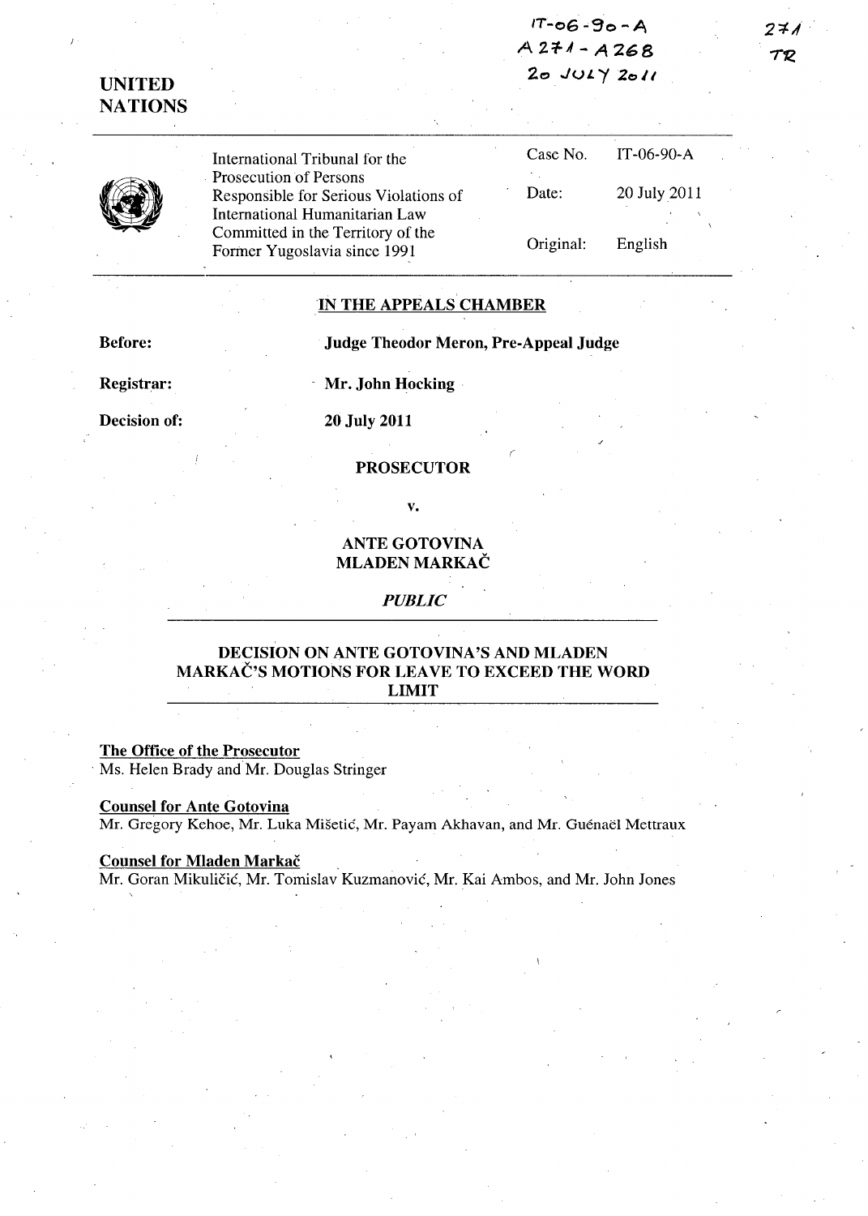IT-06-90-A
A271 - A268
20 JULY 2011

271
TR

**UNITED NATIONS**

International Tribunal for the Prosecution of Persons Responsible for Serious Violations of International Humanitarian Law Committed in the Territory of the Former Yugoslavia since 1991

| | |
|---|---|
| Case No. | IT-06-90-A |
| Date: | 20 July 2011 |
| Original: | English |

## IN THE APPEALS CHAMBER

**Before:** **Judge Theodor Meron, Pre-Appeal Judge**

**Registrar:** **Mr. John Hocking**

**Decision of:** **20 July 2011**

**PROSECUTOR**

**v.**

**ANTE GOTOVINA**
**MLADEN MARKAČ**

***PUBLIC***

## DECISION ON ANTE GOTOVINA'S AND MLADEN MARKAČ'S MOTIONS FOR LEAVE TO EXCEED THE WORD LIMIT

**The Office of the Prosecutor**
Ms. Helen Brady and Mr. Douglas Stringer

**Counsel for Ante Gotovina**
Mr. Gregory Kehoe, Mr. Luka Mišetić, Mr. Payam Akhavan, and Mr. Guénaël Mettraux

**Counsel for Mladen Markač**
Mr. Goran Mikuličić, Mr. Tomislav Kuzmanović, Mr. Kai Ambos, and Mr. John Jones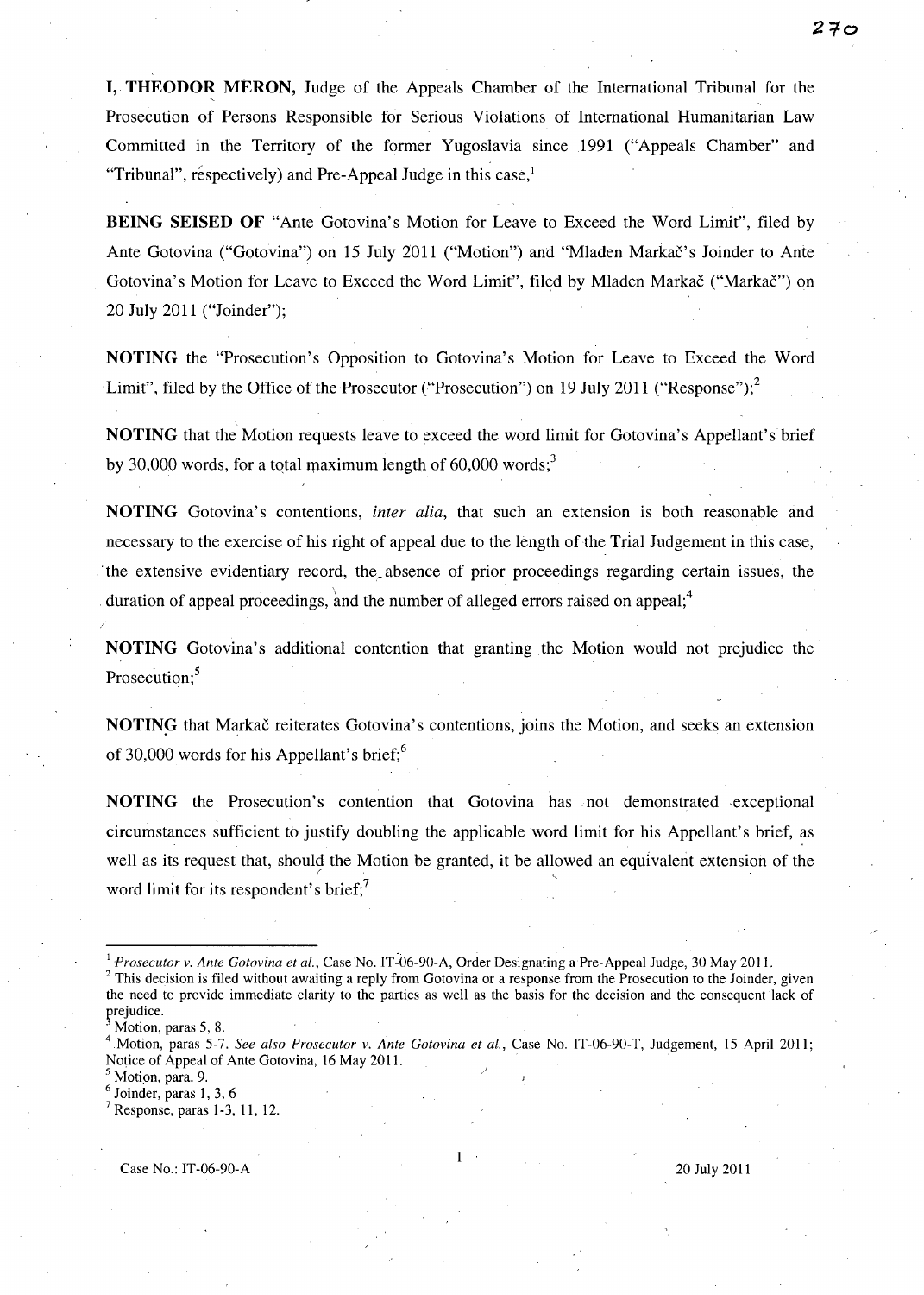**I, THEODOR MERON,** Judge of the Appeals Chamber of the International Tribunal for the Prosecution of Persons Responsible for Serious Violations of International Humanitarian Law Committed in the Territory of the former Yugoslavia since 1991 ("Appeals Chamber" and "Tribunal", respectively) and Pre-Appeal Judge in this case,[1]

**BEING SEISED OF** "Ante Gotovina's Motion for Leave to Exceed the Word Limit", filed by Ante Gotovina ("Gotovina") on 15 July 2011 ("Motion") and "Mladen Markač's Joinder to Ante Gotovina's Motion for Leave to Exceed the Word Limit", filed by Mladen Markač ("Markač") on 20 July 2011 ("Joinder");

**NOTING** the "Prosecution's Opposition to Gotovina's Motion for Leave to Exceed the Word Limit", filed by the Office of the Prosecutor ("Prosecution") on 19 July 2011 ("Response");[2]

**NOTING** that the Motion requests leave to exceed the word limit for Gotovina's Appellant's brief by 30,000 words, for a total maximum length of 60,000 words;[3]

**NOTING** Gotovina's contentions, *inter alia*, that such an extension is both reasonable and necessary to the exercise of his right of appeal due to the length of the Trial Judgement in this case, the extensive evidentiary record, the absence of prior proceedings regarding certain issues, the duration of appeal proceedings, and the number of alleged errors raised on appeal;[4]

**NOTING** Gotovina's additional contention that granting the Motion would not prejudice the Prosecution;[5]

**NOTING** that Markač reiterates Gotovina's contentions, joins the Motion, and seeks an extension of 30,000 words for his Appellant's brief;[6]

**NOTING** the Prosecution's contention that Gotovina has not demonstrated exceptional circumstances sufficient to justify doubling the applicable word limit for his Appellant's brief, as well as its request that, should the Motion be granted, it be allowed an equivalent extension of the word limit for its respondent's brief;[7]

---

[1] *Prosecutor v. Ante Gotovina et al.*, Case No. IT-06-90-A, Order Designating a Pre-Appeal Judge, 30 May 2011.

[2] This decision is filed without awaiting a reply from Gotovina or a response from the Prosecution to the Joinder, given the need to provide immediate clarity to the parties as well as the basis for the decision and the consequent lack of prejudice.

[3] Motion, paras 5, 8.

[4] Motion, paras 5-7. *See also Prosecutor v. Ante Gotovina et al.*, Case No. IT-06-90-T, Judgement, 15 April 2011; Notice of Appeal of Ante Gotovina, 16 May 2011.

[5] Motion, para. 9.

[6] Joinder, paras 1, 3, 6

[7] Response, paras 1-3, 11, 12.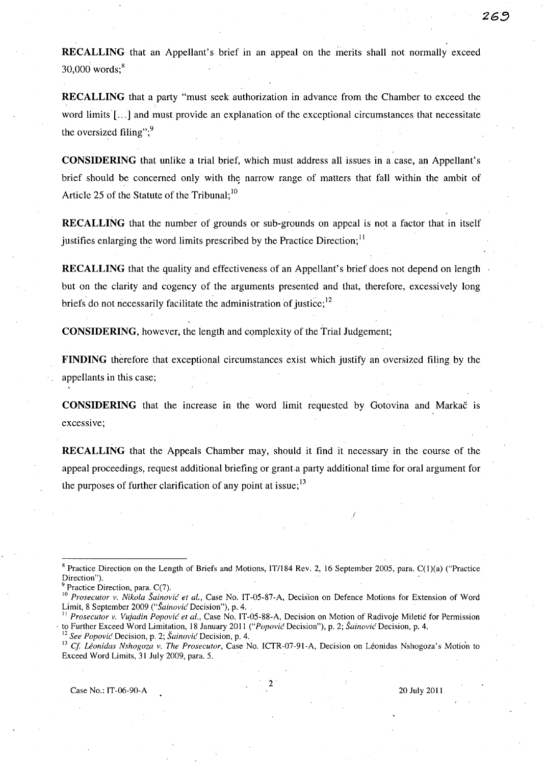**RECALLING** that an Appellant's brief in an appeal on the merits shall not normally exceed 30,000 words;[8]

**RECALLING** that a party "must seek authorization in advance from the Chamber to exceed the word limits [...] and must provide an explanation of the exceptional circumstances that necessitate the oversized filing";[9]

**CONSIDERING** that unlike a trial brief, which must address all issues in a case, an Appellant's brief should be concerned only with the narrow range of matters that fall within the ambit of Article 25 of the Statute of the Tribunal;[10]

**RECALLING** that the number of grounds or sub-grounds on appeal is not a factor that in itself justifies enlarging the word limits prescribed by the Practice Direction;[11]

**RECALLING** that the quality and effectiveness of an Appellant's brief does not depend on length but on the clarity and cogency of the arguments presented and that, therefore, excessively long briefs do not necessarily facilitate the administration of justice;[12]

**CONSIDERING**, however, the length and complexity of the Trial Judgement;

**FINDING** therefore that exceptional circumstances exist which justify an oversized filing by the appellants in this case;

**CONSIDERING** that the increase in the word limit requested by Gotovina and Markač is excessive;

**RECALLING** that the Appeals Chamber may, should it find it necessary in the course of the appeal proceedings, request additional briefing or grant a party additional time for oral argument for the purposes of further clarification of any point at issue;[13]

---

[8] Practice Direction on the Length of Briefs and Motions, IT/184 Rev. 2, 16 September 2005, para. C(1)(a) ("Practice Direction").

[9] Practice Direction, para. C(7).

[10] *Prosecutor v. Nikola Šainović et al.*, Case No. IT-05-87-A, Decision on Defence Motions for Extension of Word Limit, 8 September 2009 ("*Šainović* Decision"), p. 4.

[11] *Prosecutor v. Vujadin Popović et al.*, Case No. IT-05-88-A, Decision on Motion of Radivoje Miletić for Permission to Further Exceed Word Limitation, 18 January 2011 ("*Popović* Decision"), p. 2; *Šainović* Decision, p. 4.

[12] *See Popović* Decision, p. 2; *Šainović* Decision, p. 4.

[13] *Cf. Léonidas Nshogoza v. The Prosecutor*, Case No. ICTR-07-91-A, Decision on Léonidas Nshogoza's Motion to Exceed Word Limits, 31 July 2009, para. 5.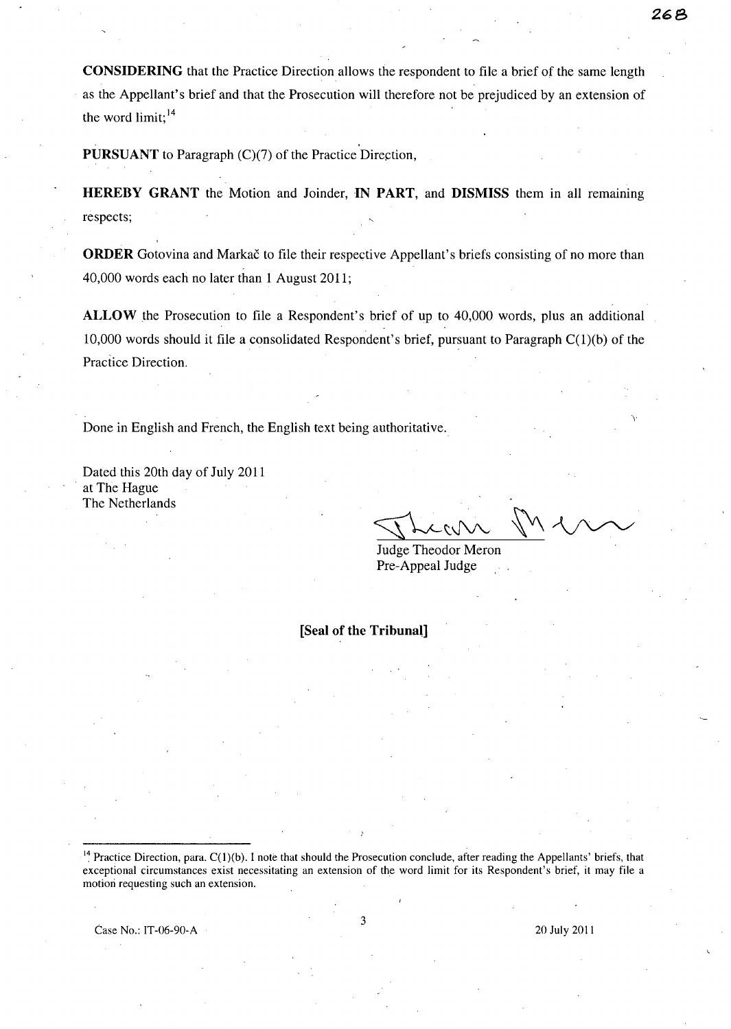**CONSIDERING** that the Practice Direction allows the respondent to file a brief of the same length as the Appellant's brief and that the Prosecution will therefore not be prejudiced by an extension of the word limit;[14]

**PURSUANT** to Paragraph (C)(7) of the Practice Direction,

**HEREBY GRANT** the Motion and Joinder, **IN PART**, and **DISMISS** them in all remaining respects;

**ORDER** Gotovina and Markač to file their respective Appellant's briefs consisting of no more than 40,000 words each no later than 1 August 2011;

**ALLOW** the Prosecution to file a Respondent's brief of up to 40,000 words, plus an additional 10,000 words should it file a consolidated Respondent's brief, pursuant to Paragraph C(1)(b) of the Practice Direction.

Done in English and French, the English text being authoritative.

Dated this 20th day of July 2011
at The Hague
The Netherlands

Judge Theodor Meron
Pre-Appeal Judge

**[Seal of the Tribunal]**

---

[14] Practice Direction, para. C(1)(b). I note that should the Prosecution conclude, after reading the Appellants' briefs, that exceptional circumstances exist necessitating an extension of the word limit for its Respondent's brief, it may file a motion requesting such an extension.